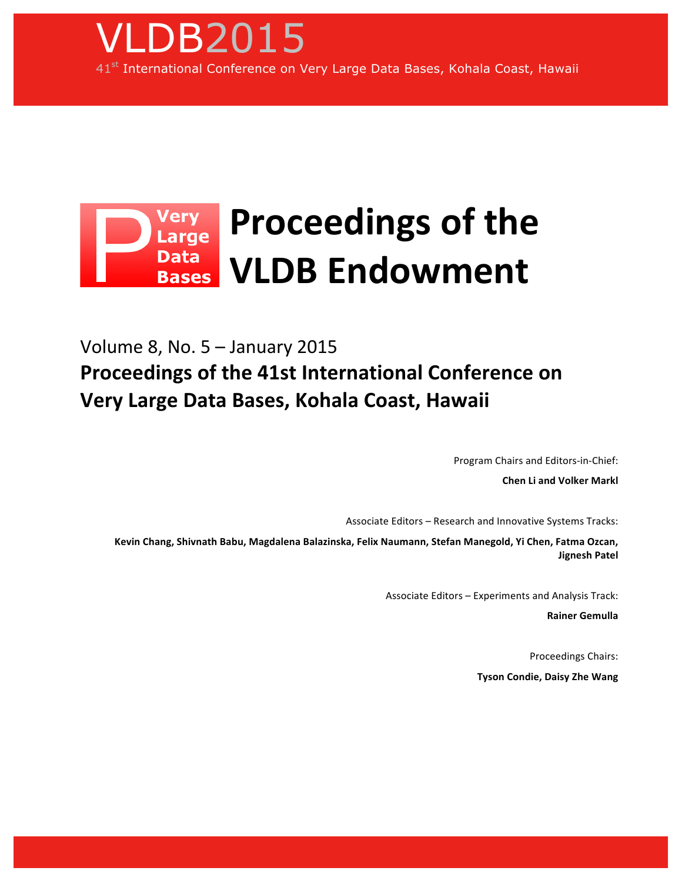# VLDB2015

41st International Conference on Very Large Data Bases, Kohala Coast, Hawaii

# Proceedings of the VLDB Endowment

Very Large Data Bases

Volume 8, No. 5 – January 2015

## Proceedings of the 41st International Conference on Very Large Data Bases, Kohala Coast, Hawaii

Program Chairs and Editors-in-Chief:

**Chen Li and Volker Markl**

Associate Editors – Research and Innovative Systems Tracks:

**Kevin Chang, Shivnath Babu, Magdalena Balazinska, Felix Naumann, Stefan Manegold, Yi Chen, Fatma Ozcan, Jignesh Patel**

Associate Editors – Experiments and Analysis Track:

**Rainer Gemulla**

Proceedings Chairs:

**Tyson Condie, Daisy Zhe Wang**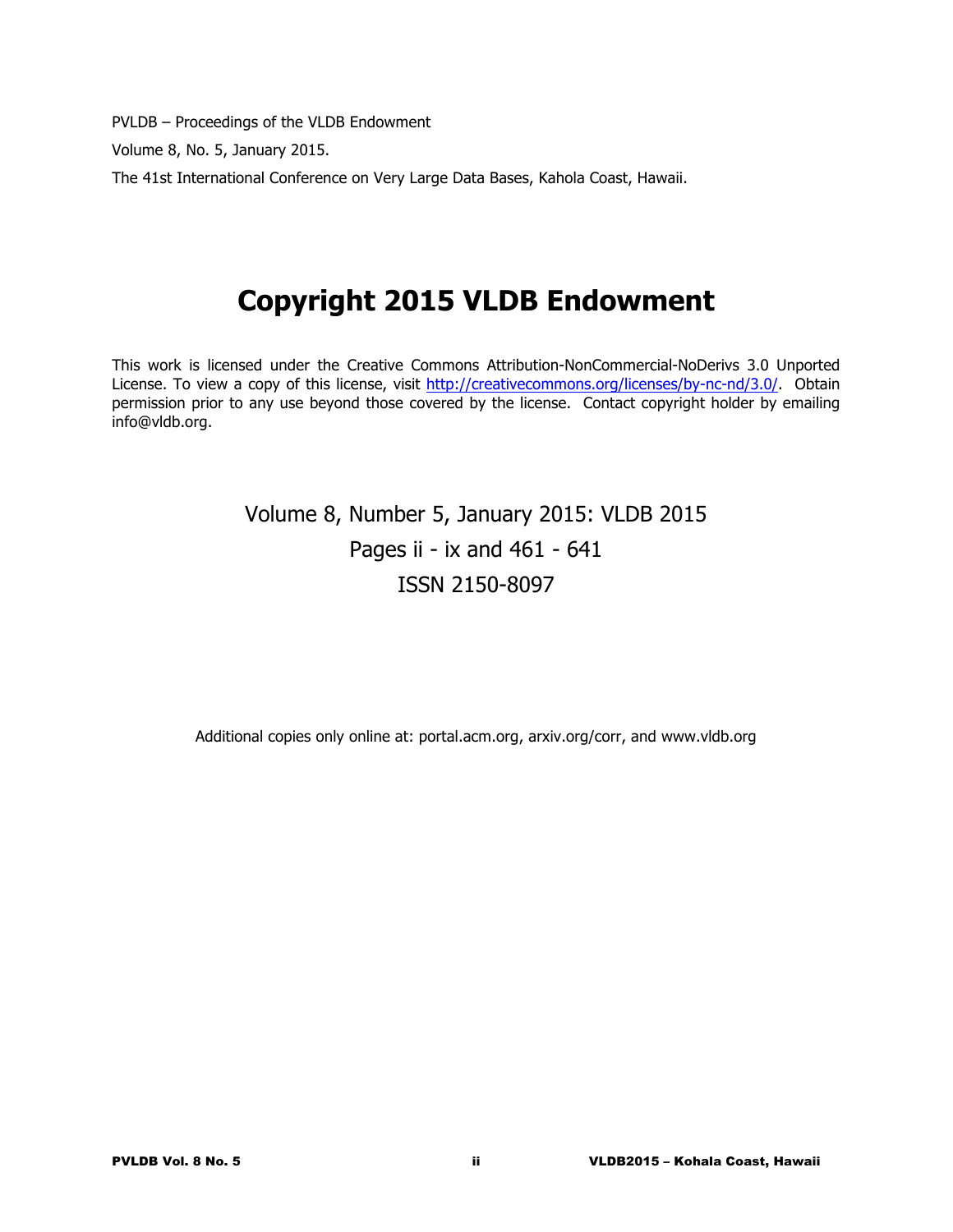PVLDB – Proceedings of the VLDB Endowment

Volume 8, No. 5, January 2015.

The 41st International Conference on Very Large Data Bases, Kahola Coast, Hawaii.

# Copyright 2015 VLDB Endowment

This work is licensed under the Creative Commons Attribution-NonCommercial-NoDerivs 3.0 Unported License. To view a copy of this license, visit http://creativecommons.org/licenses/by-nc-nd/3.0/. Obtain permission prior to any use beyond those covered by the license. Contact copyright holder by emailing info@vldb.org.

Volume 8, Number 5, January 2015: VLDB 2015

Pages ii - ix and 461 - 641

ISSN 2150-8097

Additional copies only online at: portal.acm.org, arxiv.org/corr, and www.vldb.org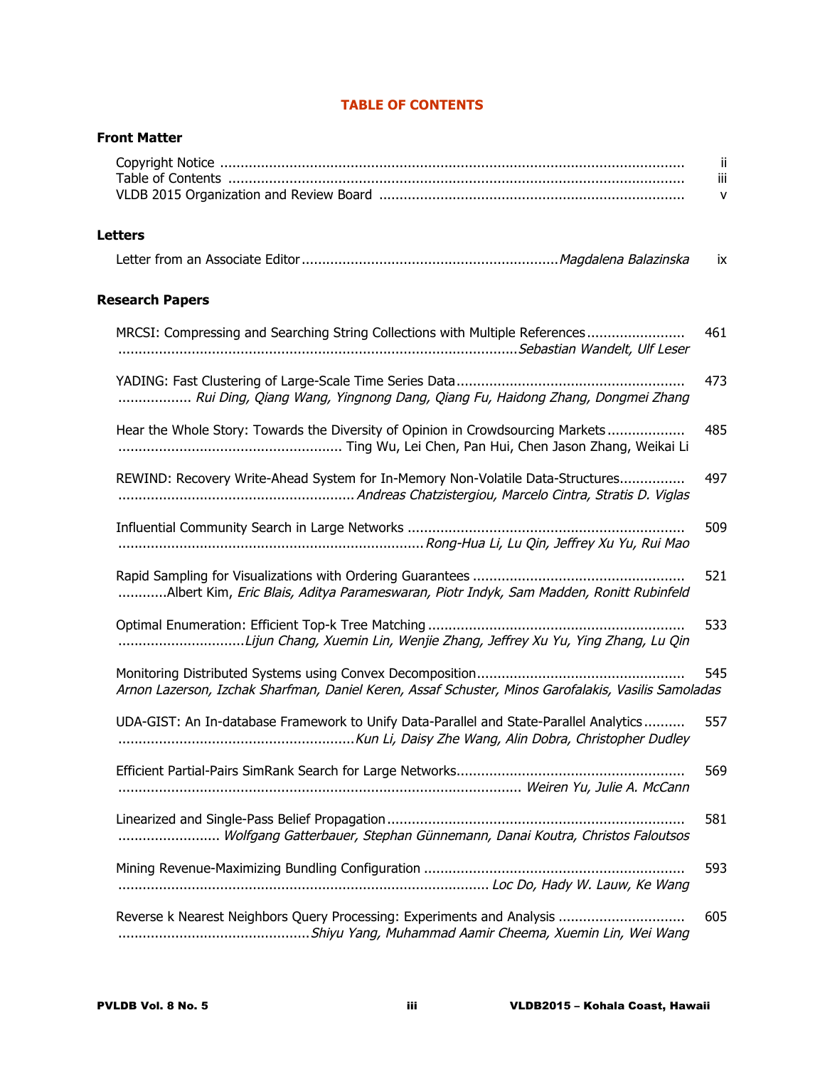# TABLE OF CONTENTS

## Front Matter

Copyright Notice ........................................................................................................ ii
Table of Contents ........................................................................................................ iii
VLDB 2015 Organization and Review Board ........................................................................ v

## Letters

Letter from an Associate Editor ............................................................ *Magdalena Balazinska* ix

## Research Papers

MRCSI: Compressing and Searching String Collections with Multiple References ........................ 461
................................................................................................ *Sebastian Wandelt, Ulf Leser*

YADING: Fast Clustering of Large-Scale Time Series Data ........................................................ 473
.................. *Rui Ding, Qiang Wang, Yingnong Dang, Qiang Fu, Haidong Zhang, Dongmei Zhang*

Hear the Whole Story: Towards the Diversity of Opinion in Crowdsourcing Markets ................... 485
...................................................... Ting Wu, Lei Chen, Pan Hui, Chen Jason Zhang, Weikai Li

REWIND: Recovery Write-Ahead System for In-Memory Non-Volatile Data-Structures................ 497
......................................................... *Andreas Chatzistergiou, Marcelo Cintra, Stratis D. Viglas*

Influential Community Search in Large Networks .................................................................. 509
........................................................................... *Rong-Hua Li, Lu Qin, Jeffrey Xu Yu, Rui Mao*

Rapid Sampling for Visualizations with Ordering Guarantees .................................................... 521
............Albert Kim, *Eric Blais, Aditya Parameswaran, Piotr Indyk, Sam Madden, Ronitt Rubinfeld*

Optimal Enumeration: Efficient Top-k Tree Matching .............................................................. 533
..............................*Lijun Chang, Xuemin Lin, Wenjie Zhang, Jeffrey Xu Yu, Ying Zhang, Lu Qin*

Monitoring Distributed Systems using Convex Decomposition.................................................. 545
*Arnon Lazerson, Izchak Sharfman, Daniel Keren, Assaf Schuster, Minos Garofalakis, Vasilis Samoladas*

UDA-GIST: An In-database Framework to Unify Data-Parallel and State-Parallel Analytics .......... 557
......................................................... *Kun Li, Daisy Zhe Wang, Alin Dobra, Christopher Dudley*

Efficient Partial-Pairs SimRank Search for Large Networks....................................................... 569
................................................................................................ *Weiren Yu, Julie A. McCann*

Linearized and Single-Pass Belief Propagation ........................................................................ 581
......................... *Wolfgang Gatterbauer, Stephan Günnemann, Danai Koutra, Christos Faloutsos*

Mining Revenue-Maximizing Bundling Configuration ............................................................... 593
......................................................................................... *Loc Do, Hady W. Lauw, Ke Wang*

Reverse k Nearest Neighbors Query Processing: Experiments and Analysis ............................... 605
..............................................*Shiyu Yang, Muhammad Aamir Cheema, Xuemin Lin, Wei Wang*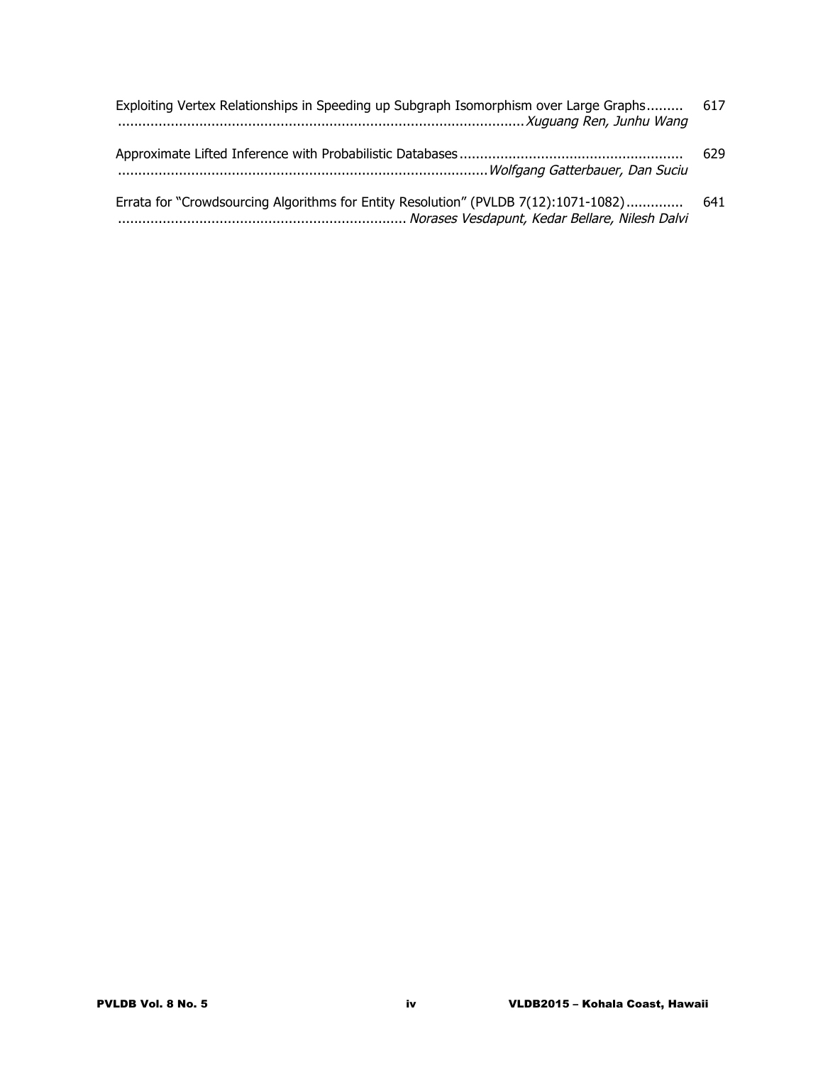Exploiting Vertex Relationships in Speeding up Subgraph Isomorphism over Large Graphs ......... 617
................................................................................................ *Xuguang Ren, Junhu Wang*

Approximate Lifted Inference with Probabilistic Databases ...................................................... 629
.......................................................................................... *Wolfgang Gatterbauer, Dan Suciu*

Errata for "Crowdsourcing Algorithms for Entity Resolution" (PVLDB 7(12):1071-1082) ............. 641
...................................................................... *Norases Vesdapunt, Kedar Bellare, Nilesh Dalvi*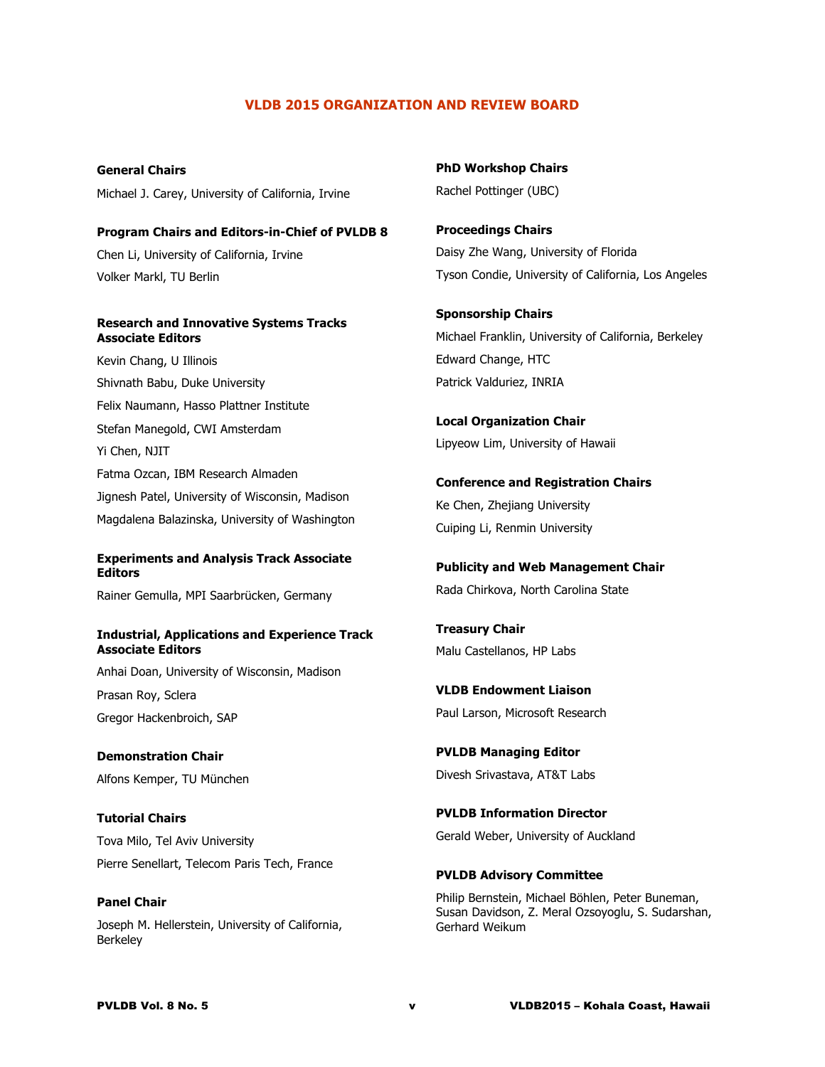# VLDB 2015 ORGANIZATION AND REVIEW BOARD

**General Chairs**

Michael J. Carey, University of California, Irvine

**Program Chairs and Editors-in-Chief of PVLDB 8**

Chen Li, University of California, Irvine

Volker Markl, TU Berlin

**Research and Innovative Systems Tracks Associate Editors**

Kevin Chang, U Illinois

Shivnath Babu, Duke University

Felix Naumann, Hasso Plattner Institute

Stefan Manegold, CWI Amsterdam

Yi Chen, NJIT

Fatma Ozcan, IBM Research Almaden

Jignesh Patel, University of Wisconsin, Madison

Magdalena Balazinska, University of Washington

**Experiments and Analysis Track Associate Editors**

Rainer Gemulla, MPI Saarbrücken, Germany

**Industrial, Applications and Experience Track Associate Editors**

Anhai Doan, University of Wisconsin, Madison

Prasan Roy, Sclera

Gregor Hackenbroich, SAP

**Demonstration Chair**

Alfons Kemper, TU München

**Tutorial Chairs**

Tova Milo, Tel Aviv University

Pierre Senellart, Telecom Paris Tech, France

**Panel Chair**

Joseph M. Hellerstein, University of California, Berkeley

**PhD Workshop Chairs**

Rachel Pottinger (UBC)

**Proceedings Chairs**

Daisy Zhe Wang, University of Florida

Tyson Condie, University of California, Los Angeles

**Sponsorship Chairs**

Michael Franklin, University of California, Berkeley

Edward Change, HTC

Patrick Valduriez, INRIA

**Local Organization Chair**

Lipyeow Lim, University of Hawaii

**Conference and Registration Chairs**

Ke Chen, Zhejiang University

Cuiping Li, Renmin University

**Publicity and Web Management Chair**

Rada Chirkova, North Carolina State

**Treasury Chair**

Malu Castellanos, HP Labs

**VLDB Endowment Liaison**

Paul Larson, Microsoft Research

**PVLDB Managing Editor**

Divesh Srivastava, AT&T Labs

**PVLDB Information Director**

Gerald Weber, University of Auckland

**PVLDB Advisory Committee**

Philip Bernstein, Michael Böhlen, Peter Buneman, Susan Davidson, Z. Meral Ozsoyoglu, S. Sudarshan, Gerhard Weikum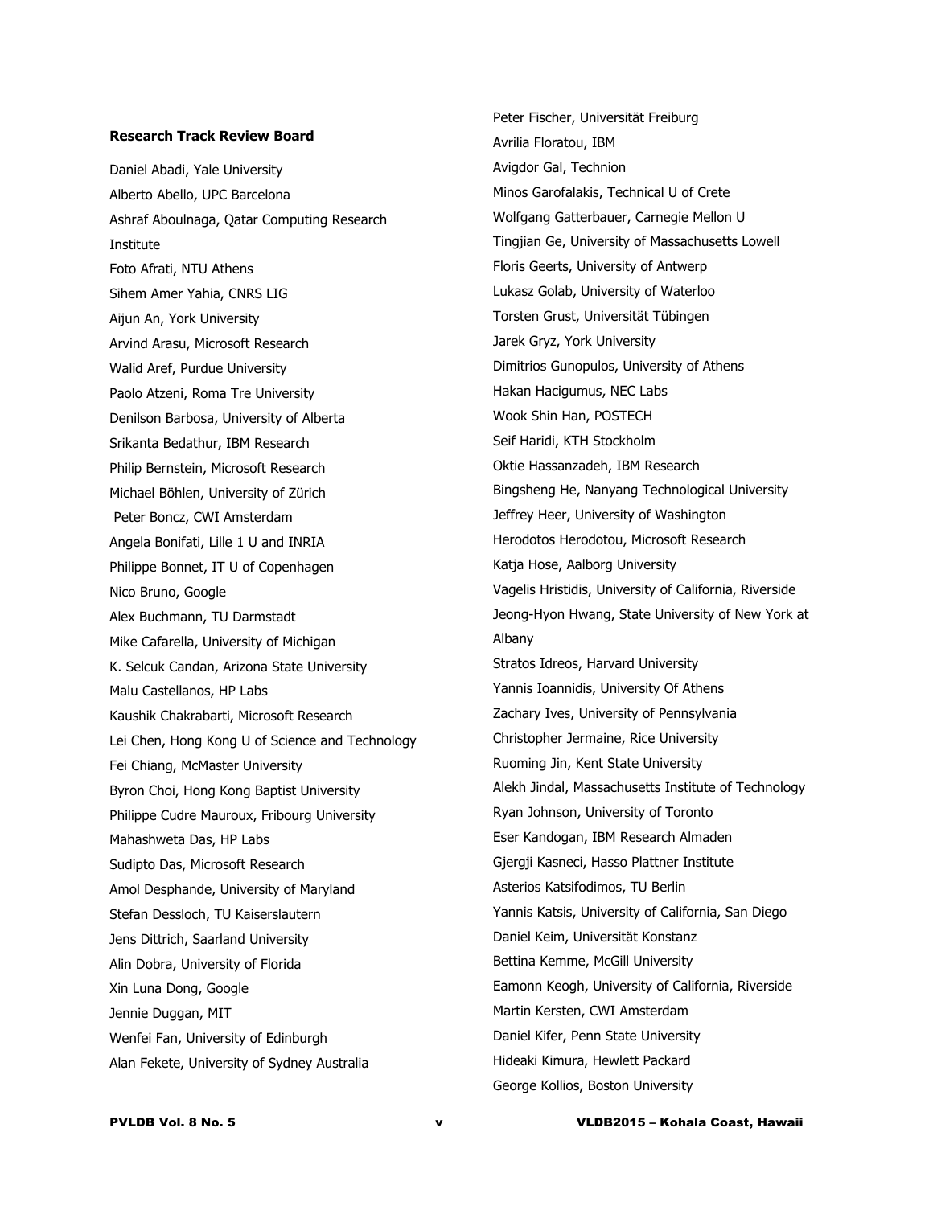**Research Track Review Board**

Daniel Abadi, Yale University
Alberto Abello, UPC Barcelona
Ashraf Aboulnaga, Qatar Computing Research Institute
Foto Afrati, NTU Athens
Sihem Amer Yahia, CNRS LIG
Aijun An, York University
Arvind Arasu, Microsoft Research
Walid Aref, Purdue University
Paolo Atzeni, Roma Tre University
Denilson Barbosa, University of Alberta
Srikanta Bedathur, IBM Research
Philip Bernstein, Microsoft Research
Michael Böhlen, University of Zürich
Peter Boncz, CWI Amsterdam
Angela Bonifati, Lille 1 U and INRIA
Philippe Bonnet, IT U of Copenhagen
Nico Bruno, Google
Alex Buchmann, TU Darmstadt
Mike Cafarella, University of Michigan
K. Selcuk Candan, Arizona State University
Malu Castellanos, HP Labs
Kaushik Chakrabarti, Microsoft Research
Lei Chen, Hong Kong U of Science and Technology
Fei Chiang, McMaster University
Byron Choi, Hong Kong Baptist University
Philippe Cudre Mauroux, Fribourg University
Mahashweta Das, HP Labs
Sudipto Das, Microsoft Research
Amol Desphande, University of Maryland
Stefan Dessloch, TU Kaiserslautern
Jens Dittrich, Saarland University
Alin Dobra, University of Florida
Xin Luna Dong, Google
Jennie Duggan, MIT
Wenfei Fan, University of Edinburgh
Alan Fekete, University of Sydney Australia
Peter Fischer, Universität Freiburg
Avrilia Floratou, IBM
Avigdor Gal, Technion
Minos Garofalakis, Technical U of Crete
Wolfgang Gatterbauer, Carnegie Mellon U
Tingjian Ge, University of Massachusetts Lowell
Floris Geerts, University of Antwerp
Lukasz Golab, University of Waterloo
Torsten Grust, Universität Tübingen
Jarek Gryz, York University
Dimitrios Gunopulos, University of Athens
Hakan Hacigumus, NEC Labs
Wook Shin Han, POSTECH
Seif Haridi, KTH Stockholm
Oktie Hassanzadeh, IBM Research
Bingsheng He, Nanyang Technological University
Jeffrey Heer, University of Washington
Herodotos Herodotou, Microsoft Research
Katja Hose, Aalborg University
Vagelis Hristidis, University of California, Riverside
Jeong-Hyon Hwang, State University of New York at Albany
Stratos Idreos, Harvard University
Yannis Ioannidis, University Of Athens
Zachary Ives, University of Pennsylvania
Christopher Jermaine, Rice University
Ruoming Jin, Kent State University
Alekh Jindal, Massachusetts Institute of Technology
Ryan Johnson, University of Toronto
Eser Kandogan, IBM Research Almaden
Gjergji Kasneci, Hasso Plattner Institute
Asterios Katsifodimos, TU Berlin
Yannis Katsis, University of California, San Diego
Daniel Keim, Universität Konstanz
Bettina Kemme, McGill University
Eamonn Keogh, University of California, Riverside
Martin Kersten, CWI Amsterdam
Daniel Kifer, Penn State University
Hideaki Kimura, Hewlett Packard
George Kollios, Boston University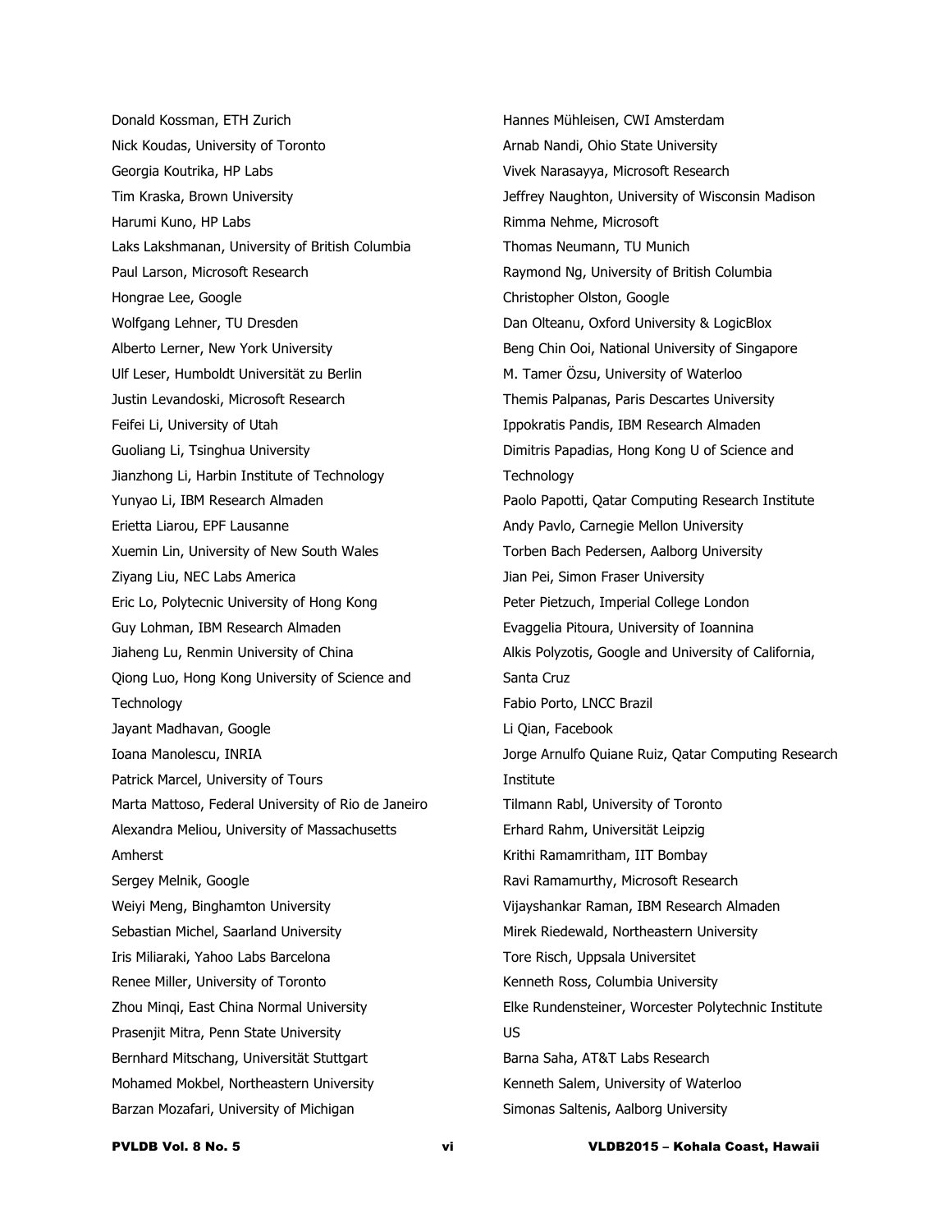Donald Kossman, ETH Zurich

Nick Koudas, University of Toronto

Georgia Koutrika, HP Labs

Tim Kraska, Brown University

Harumi Kuno, HP Labs

Laks Lakshmanan, University of British Columbia

Paul Larson, Microsoft Research

Hongrae Lee, Google

Wolfgang Lehner, TU Dresden

Alberto Lerner, New York University

Ulf Leser, Humboldt Universität zu Berlin

Justin Levandoski, Microsoft Research

Feifei Li, University of Utah

Guoliang Li, Tsinghua University

Jianzhong Li, Harbin Institute of Technology

Yunyao Li, IBM Research Almaden

Erietta Liarou, EPF Lausanne

Xuemin Lin, University of New South Wales

Ziyang Liu, NEC Labs America

Eric Lo, Polytecnic University of Hong Kong

Guy Lohman, IBM Research Almaden

Jiaheng Lu, Renmin University of China

Qiong Luo, Hong Kong University of Science and Technology

Jayant Madhavan, Google

Ioana Manolescu, INRIA

Patrick Marcel, University of Tours

Marta Mattoso, Federal University of Rio de Janeiro

Alexandra Meliou, University of Massachusetts Amherst

Sergey Melnik, Google

Weiyi Meng, Binghamton University

Sebastian Michel, Saarland University

Iris Miliaraki, Yahoo Labs Barcelona

Renee Miller, University of Toronto

Zhou Minqi, East China Normal University

Prasenjit Mitra, Penn State University

Bernhard Mitschang, Universität Stuttgart

Mohamed Mokbel, Northeastern University

Barzan Mozafari, University of Michigan

Hannes Mühleisen, CWI Amsterdam

Arnab Nandi, Ohio State University

Vivek Narasayya, Microsoft Research

Jeffrey Naughton, University of Wisconsin Madison

Rimma Nehme, Microsoft

Thomas Neumann, TU Munich

Raymond Ng, University of British Columbia

Christopher Olston, Google

Dan Olteanu, Oxford University & LogicBlox

Beng Chin Ooi, National University of Singapore

M. Tamer Özsu, University of Waterloo

Themis Palpanas, Paris Descartes University

Ippokratis Pandis, IBM Research Almaden

Dimitris Papadias, Hong Kong U of Science and Technology

Paolo Papotti, Qatar Computing Research Institute

Andy Pavlo, Carnegie Mellon University

Torben Bach Pedersen, Aalborg University

Jian Pei, Simon Fraser University

Peter Pietzuch, Imperial College London

Evaggelia Pitoura, University of Ioannina

Alkis Polyzotis, Google and University of California, Santa Cruz

Fabio Porto, LNCC Brazil

Li Qian, Facebook

Jorge Arnulfo Quiane Ruiz, Qatar Computing Research Institute

Tilmann Rabl, University of Toronto

Erhard Rahm, Universität Leipzig

Krithi Ramamritham, IIT Bombay

Ravi Ramamurthy, Microsoft Research

Vijayshankar Raman, IBM Research Almaden

Mirek Riedewald, Northeastern University

Tore Risch, Uppsala Universitet

Kenneth Ross, Columbia University

Elke Rundensteiner, Worcester Polytechnic Institute US

Barna Saha, AT&T Labs Research

Kenneth Salem, University of Waterloo

Simonas Saltenis, Aalborg University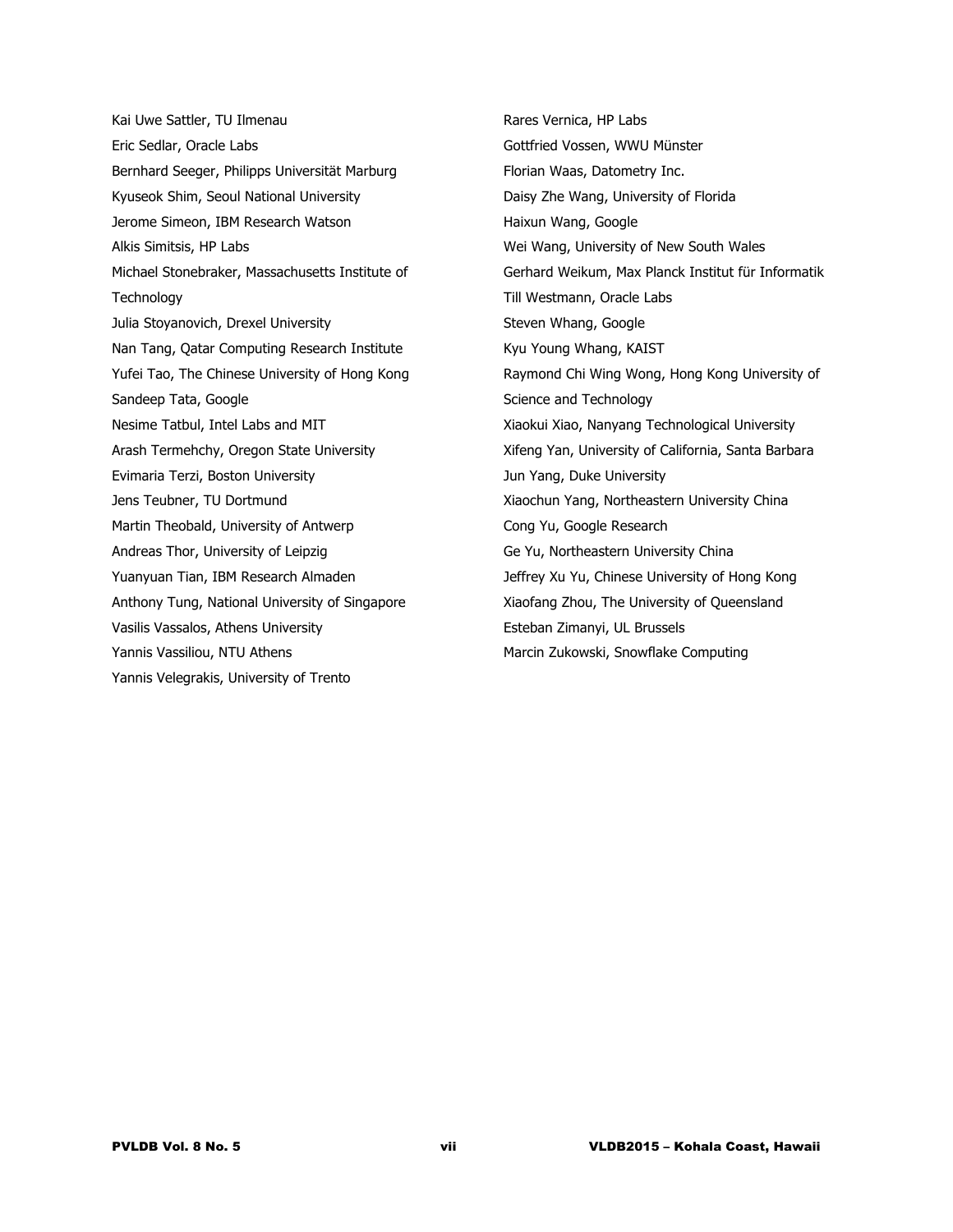Kai Uwe Sattler, TU Ilmenau
Eric Sedlar, Oracle Labs
Bernhard Seeger, Philipps Universität Marburg
Kyuseok Shim, Seoul National University
Jerome Simeon, IBM Research Watson
Alkis Simitsis, HP Labs
Michael Stonebraker, Massachusetts Institute of Technology
Julia Stoyanovich, Drexel University
Nan Tang, Qatar Computing Research Institute
Yufei Tao, The Chinese University of Hong Kong
Sandeep Tata, Google
Nesime Tatbul, Intel Labs and MIT
Arash Termehchy, Oregon State University
Evimaria Terzi, Boston University
Jens Teubner, TU Dortmund
Martin Theobald, University of Antwerp
Andreas Thor, University of Leipzig
Yuanyuan Tian, IBM Research Almaden
Anthony Tung, National University of Singapore
Vasilis Vassalos, Athens University
Yannis Vassiliou, NTU Athens
Yannis Velegrakis, University of Trento
Rares Vernica, HP Labs
Gottfried Vossen, WWU Münster
Florian Waas, Datometry Inc.
Daisy Zhe Wang, University of Florida
Haixun Wang, Google
Wei Wang, University of New South Wales
Gerhard Weikum, Max Planck Institut für Informatik
Till Westmann, Oracle Labs
Steven Whang, Google
Kyu Young Whang, KAIST
Raymond Chi Wing Wong, Hong Kong University of Science and Technology
Xiaokui Xiao, Nanyang Technological University
Xifeng Yan, University of California, Santa Barbara
Jun Yang, Duke University
Xiaochun Yang, Northeastern University China
Cong Yu, Google Research
Ge Yu, Northeastern University China
Jeffrey Xu Yu, Chinese University of Hong Kong
Xiaofang Zhou, The University of Queensland
Esteban Zimanyi, UL Brussels
Marcin Zukowski, Snowflake Computing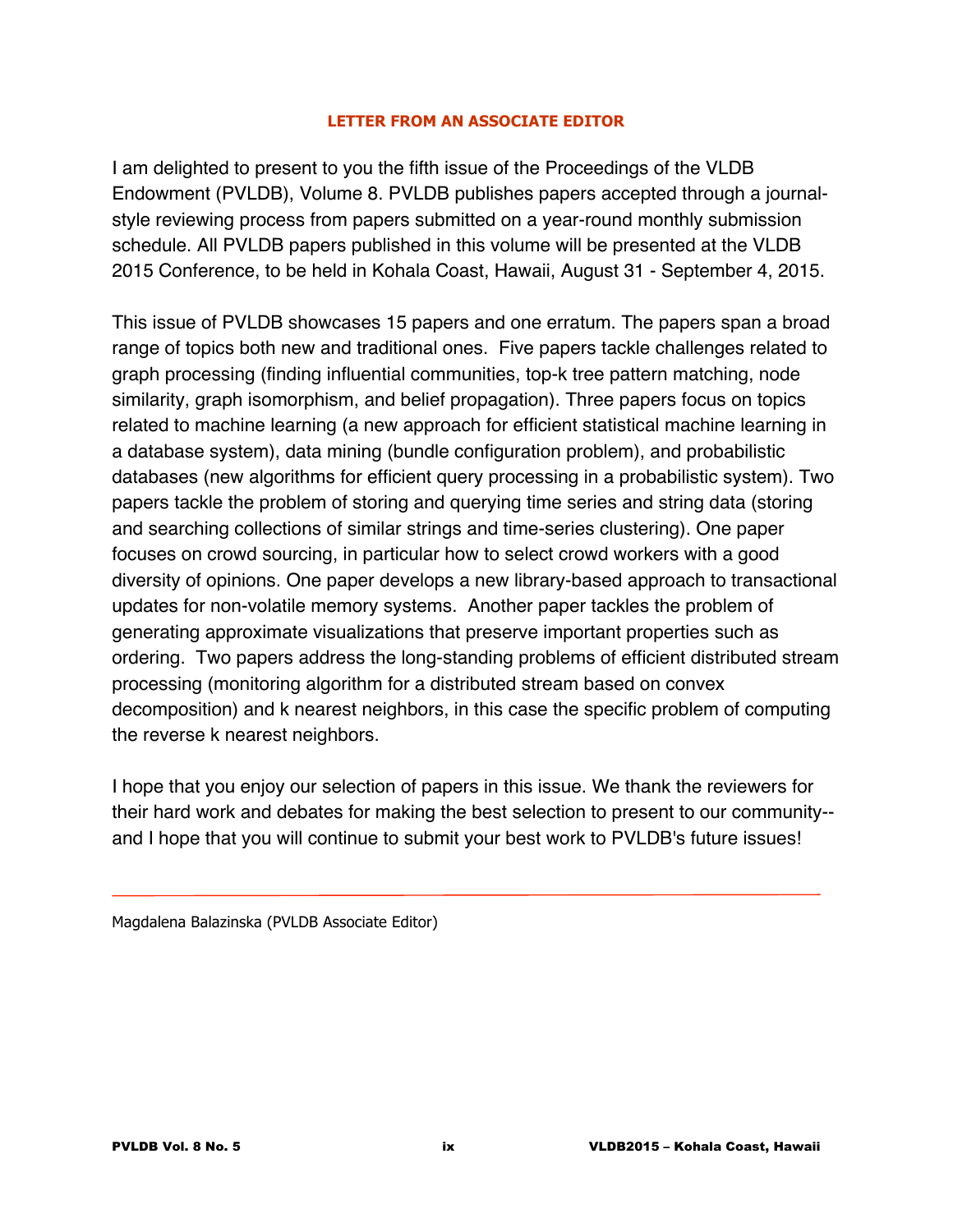## LETTER FROM AN ASSOCIATE EDITOR

I am delighted to present to you the fifth issue of the Proceedings of the VLDB Endowment (PVLDB), Volume 8. PVLDB publishes papers accepted through a journal-style reviewing process from papers submitted on a year-round monthly submission schedule. All PVLDB papers published in this volume will be presented at the VLDB 2015 Conference, to be held in Kohala Coast, Hawaii, August 31 - September 4, 2015.

This issue of PVLDB showcases 15 papers and one erratum. The papers span a broad range of topics both new and traditional ones. Five papers tackle challenges related to graph processing (finding influential communities, top-k tree pattern matching, node similarity, graph isomorphism, and belief propagation). Three papers focus on topics related to machine learning (a new approach for efficient statistical machine learning in a database system), data mining (bundle configuration problem), and probabilistic databases (new algorithms for efficient query processing in a probabilistic system). Two papers tackle the problem of storing and querying time series and string data (storing and searching collections of similar strings and time-series clustering). One paper focuses on crowd sourcing, in particular how to select crowd workers with a good diversity of opinions. One paper develops a new library-based approach to transactional updates for non-volatile memory systems. Another paper tackles the problem of generating approximate visualizations that preserve important properties such as ordering. Two papers address the long-standing problems of efficient distributed stream processing (monitoring algorithm for a distributed stream based on convex decomposition) and k nearest neighbors, in this case the specific problem of computing the reverse k nearest neighbors.

I hope that you enjoy our selection of papers in this issue. We thank the reviewers for their hard work and debates for making the best selection to present to our community--and I hope that you will continue to submit your best work to PVLDB's future issues!

---

Magdalena Balazinska (PVLDB Associate Editor)